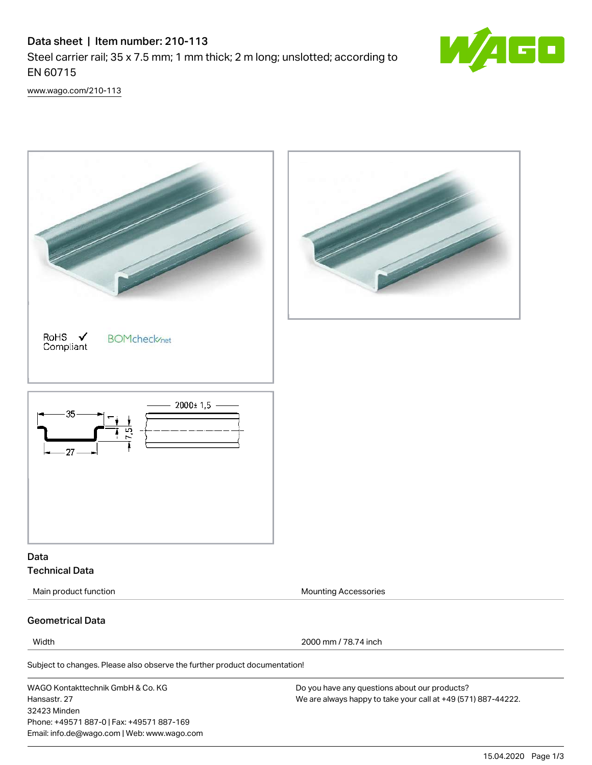# Data sheet | Item number: 210-113

Steel carrier rail; 35 x 7.5 mm; 1 mm thick; 2 m long; unslotted; according to EN 60715

www.wago.com/210-113

RoHS ✓ Compliant

BOMcheck.net

## Data

### Technical Data

| Main product function | Mounting Accessories |
| --- | --- |

### Geometrical Data

| Width | 2000 mm / 78.74 inch |
| --- | --- |

Subject to changes. Please also observe the further product documentation!

WAGO Kontakttechnik GmbH & Co. KG
Hansastr. 27
32423 Minden
Phone: +49571 887-0 | Fax: +49571 887-169
Email: info.de@wago.com | Web: www.wago.com

Do you have any questions about our products?
We are always happy to take your call at +49 (571) 887-44222.

15.04.2020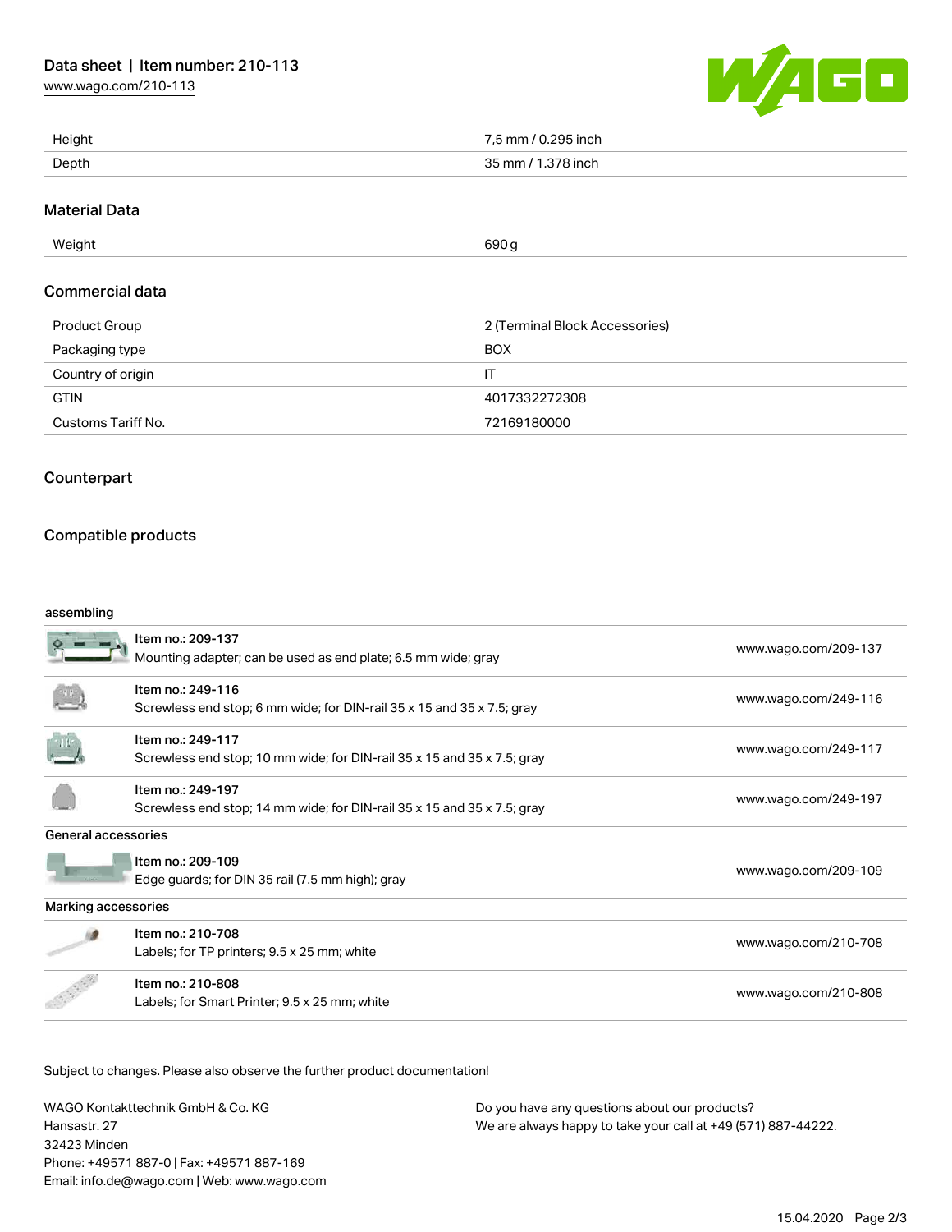| | |
|---|---|
| Height | 7,5 mm / 0.295 inch |
| Depth | 35 mm / 1.378 inch |

## Material Data

| | |
|---|---|
| Weight | 690 g |

## Commercial data

| | |
|---|---|
| Product Group | 2 (Terminal Block Accessories) |
| Packaging type | BOX |
| Country of origin | IT |
| GTIN | 4017332272308 |
| Customs Tariff No. | 72169180000 |

## Counterpart

## Compatible products

assembling

| Item | Link |
|---|---|
| Item no.: 209-137<br>Mounting adapter; can be used as end plate; 6.5 mm wide; gray | www.wago.com/209-137 |
| Item no.: 249-116<br>Screwless end stop; 6 mm wide; for DIN-rail 35 x 15 and 35 x 7.5; gray | www.wago.com/249-116 |
| Item no.: 249-117<br>Screwless end stop; 10 mm wide; for DIN-rail 35 x 15 and 35 x 7.5; gray | www.wago.com/249-117 |
| Item no.: 249-197<br>Screwless end stop; 14 mm wide; for DIN-rail 35 x 15 and 35 x 7.5; gray | www.wago.com/249-197 |

General accessories

| Item | Link |
|---|---|
| Item no.: 209-109<br>Edge guards; for DIN 35 rail (7.5 mm high); gray | www.wago.com/209-109 |

Marking accessories

| Item | Link |
|---|---|
| Item no.: 210-708<br>Labels; for TP printers; 9.5 x 25 mm; white | www.wago.com/210-708 |
| Item no.: 210-808<br>Labels; for Smart Printer; 9.5 x 25 mm; white | www.wago.com/210-808 |

Subject to changes. Please also observe the further product documentation!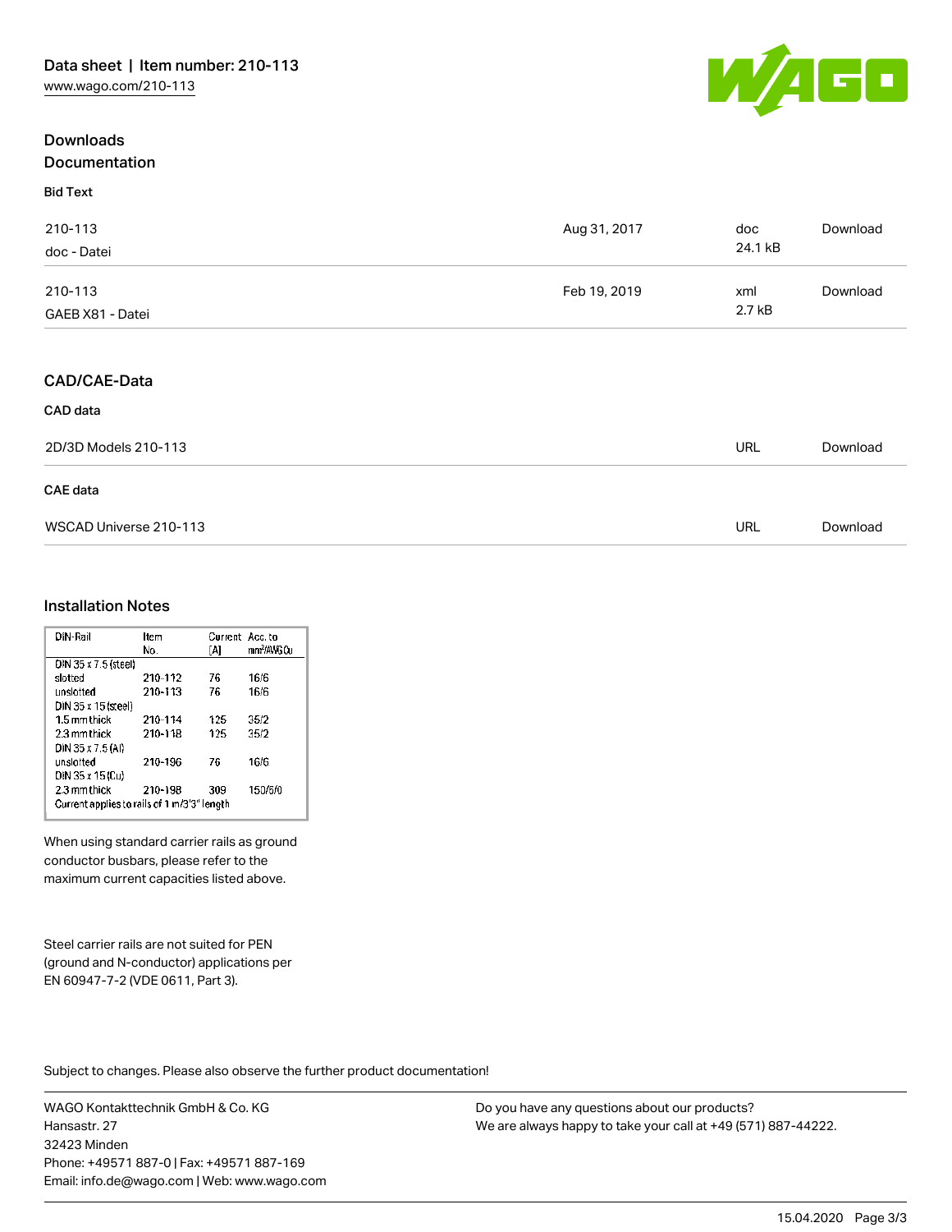Data sheet | Item number: 210-113
www.wago.com/210-113

## Downloads

### Documentation

**Bid Text**

| | | | |
|---|---|---|---|
| 210-113<br>doc - Datei | Aug 31, 2017 | doc<br>24.1 kB | Download |
| 210-113<br>GAEB X81 - Datei | Feb 19, 2019 | xml<br>2.7 kB | Download |

### CAD/CAE-Data

**CAD data**

| | | |
|---|---|---|
| 2D/3D Models 210-113 | URL | Download |

**CAE data**

| | | |
|---|---|---|
| WSCAD Universe 210-113 | URL | Download |

## Installation Notes

| DIN-Rail | Item No. | Current [A] | Acc. to mm²/AWG Cu |
|---|---|---|---|
| DIN 35 x 7.5 (steel) | | | |
| slotted | 210-112 | 76 | 16/6 |
| unslotted | 210-113 | 76 | 16/6 |
| DIN 35 x 15 (steel) | | | |
| 1.5 mm thick | 210-114 | 125 | 35/2 |
| 2.3 mm thick | 210-118 | 125 | 35/2 |
| DIN 35 x 7.5 (Al) | | | |
| unslotted | 210-196 | 76 | 16/6 |
| DIN 35 x 15 (Cu) | | | |
| 2.3 mm thick | 210-198 | 309 | 150/5/0 |
| Current applies to rails of 1 m/3'3" length | | | |

When using standard carrier rails as ground conductor busbars, please refer to the maximum current capacities listed above.

Steel carrier rails are not suited for PEN (ground and N-conductor) applications per EN 60947-7-2 (VDE 0611, Part 3).

Subject to changes. Please also observe the further product documentation!

WAGO Kontakttechnik GmbH & Co. KG
Hansastr. 27
32423 Minden
Phone: +49571 887-0 | Fax: +49571 887-169
Email: info.de@wago.com | Web: www.wago.com

Do you have any questions about our products?
We are always happy to take your call at +49 (571) 887-44222.

15.04.2020